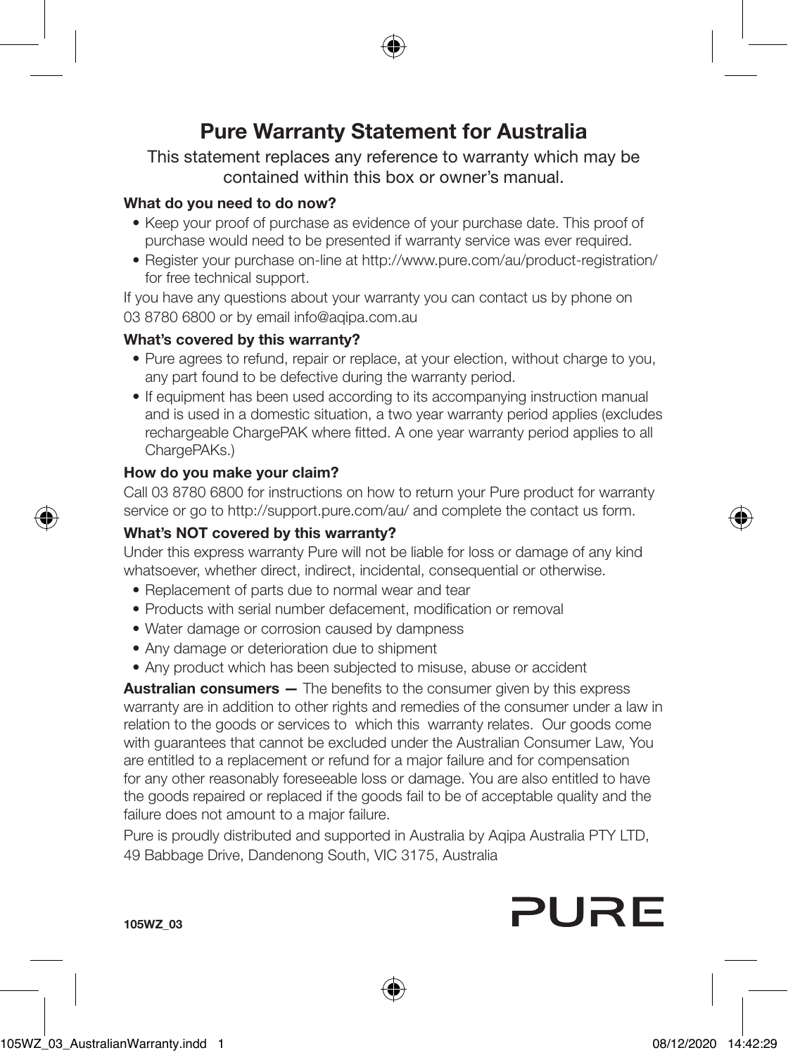# Pure Warranty Statement for Australia

This statement replaces any reference to warranty which may be contained within this box or owner's manual.

**What do you need to do now?**

- Keep your proof of purchase as evidence of your purchase date. This proof of purchase would need to be presented if warranty service was ever required.
- Register your purchase on-line at http://www.pure.com/au/product-registration/ for free technical support.

If you have any questions about your warranty you can contact us by phone on 03 8780 6800 or by email info@aqipa.com.au

**What's covered by this warranty?**

- Pure agrees to refund, repair or replace, at your election, without charge to you, any part found to be defective during the warranty period.
- If equipment has been used according to its accompanying instruction manual and is used in a domestic situation, a two year warranty period applies (excludes rechargeable ChargePAK where fitted. A one year warranty period applies to all ChargePAKs.)

**How do you make your claim?**

Call 03 8780 6800 for instructions on how to return your Pure product for warranty service or go to http://support.pure.com/au/ and complete the contact us form.

**What's NOT covered by this warranty?**

Under this express warranty Pure will not be liable for loss or damage of any kind whatsoever, whether direct, indirect, incidental, consequential or otherwise.

- Replacement of parts due to normal wear and tear
- Products with serial number defacement, modification or removal
- Water damage or corrosion caused by dampness
- Any damage or deterioration due to shipment
- Any product which has been subjected to misuse, abuse or accident

**Australian consumers —** The benefits to the consumer given by this express warranty are in addition to other rights and remedies of the consumer under a law in relation to the goods or services to which this warranty relates. Our goods come with guarantees that cannot be excluded under the Australian Consumer Law, You are entitled to a replacement or refund for a major failure and for compensation for any other reasonably foreseeable loss or damage. You are also entitled to have the goods repaired or replaced if the goods fail to be of acceptable quality and the failure does not amount to a major failure.

Pure is proudly distributed and supported in Australia by Aqipa Australia PTY LTD, 49 Babbage Drive, Dandenong South, VIC 3175, Australia

**105WZ_03**

PURE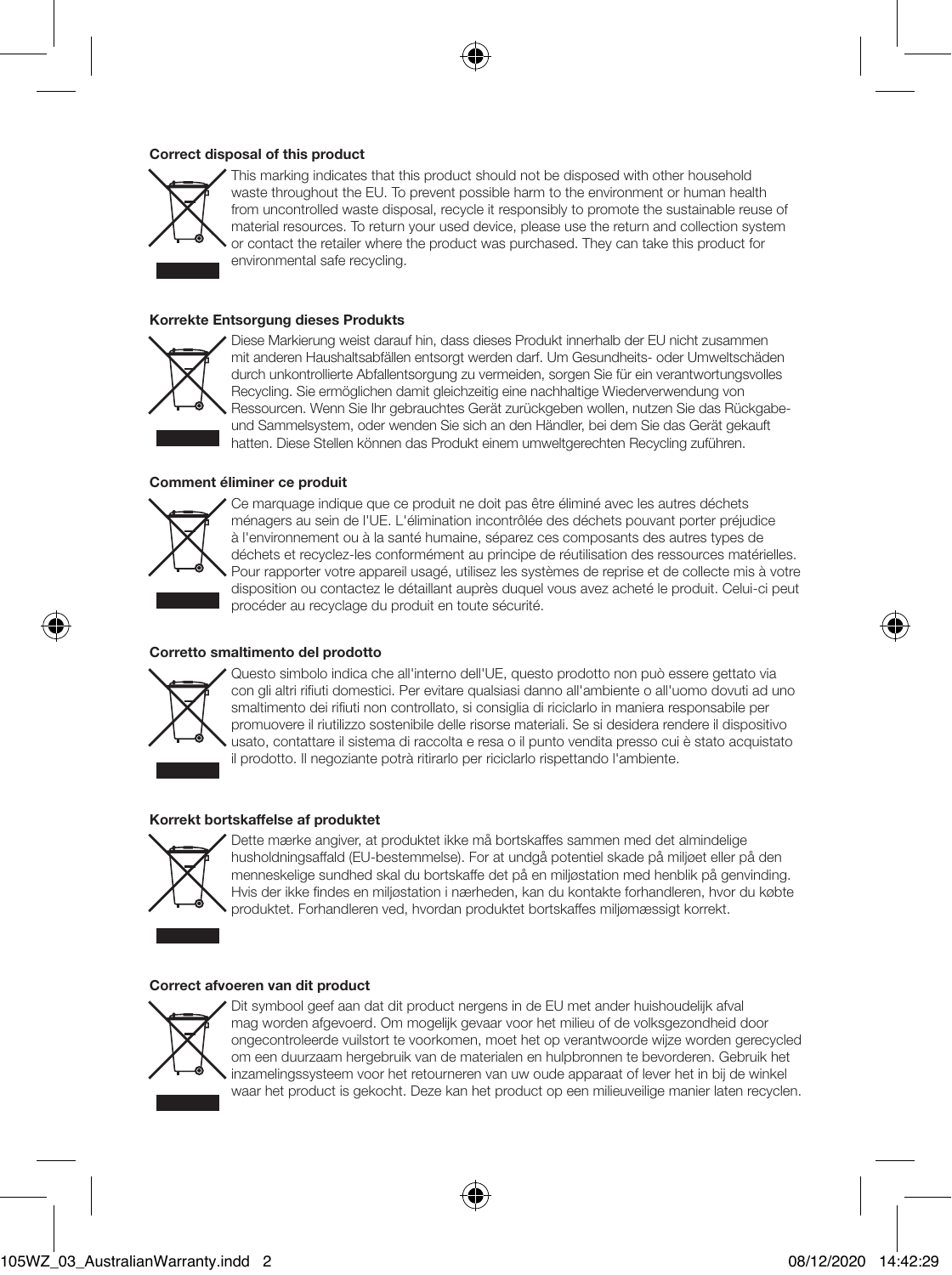### Correct disposal of this product

This marking indicates that this product should not be disposed with other household waste throughout the EU. To prevent possible harm to the environment or human health from uncontrolled waste disposal, recycle it responsibly to promote the sustainable reuse of material resources. To return your used device, please use the return and collection system or contact the retailer where the product was purchased. They can take this product for environmental safe recycling.

### Korrekte Entsorgung dieses Produkts

Diese Markierung weist darauf hin, dass dieses Produkt innerhalb der EU nicht zusammen mit anderen Haushaltsabfällen entsorgt werden darf. Um Gesundheits- oder Umweltschäden durch unkontrollierte Abfallentsorgung zu vermeiden, sorgen Sie für ein verantwortungsvolles Recycling. Sie ermöglichen damit gleichzeitig eine nachhaltige Wiederverwendung von Ressourcen. Wenn Sie Ihr gebrauchtes Gerät zurückgeben wollen, nutzen Sie das Rückgabe- und Sammelsystem, oder wenden Sie sich an den Händler, bei dem Sie das Gerät gekauft hatten. Diese Stellen können das Produkt einem umweltgerechten Recycling zuführen.

### Comment éliminer ce produit

Ce marquage indique que ce produit ne doit pas être éliminé avec les autres déchets ménagers au sein de l'UE. L'élimination incontrôlée des déchets pouvant porter préjudice à l'environnement ou à la santé humaine, séparez ces composants des autres types de déchets et recyclez-les conformément au principe de réutilisation des ressources matérielles. Pour rapporter votre appareil usagé, utilisez les systèmes de reprise et de collecte mis à votre disposition ou contactez le détaillant auprès duquel vous avez acheté le produit. Celui-ci peut procéder au recyclage du produit en toute sécurité.

### Corretto smaltimento del prodotto

Questo simbolo indica che all'interno dell'UE, questo prodotto non può essere gettato via con gli altri rifiuti domestici. Per evitare qualsiasi danno all'ambiente o all'uomo dovuti ad uno smaltimento dei rifiuti non controllato, si consiglia di riciclarlo in maniera responsabile per promuovere il riutilizzo sostenibile delle risorse materiali. Se si desidera rendere il dispositivo usato, contattare il sistema di raccolta e resa o il punto vendita presso cui è stato acquistato il prodotto. Il negoziante potrà ritirarlo per riciclarlo rispettando l'ambiente.

### Korrekt bortskaffelse af produktet

Dette mærke angiver, at produktet ikke må bortskaffes sammen med det almindelige husholdningsaffald (EU-bestemmelse). For at undgå potentiel skade på miljøet eller på den menneskelige sundhed skal du bortskaffe det på en miljøstation med henblik på genvinding. Hvis der ikke findes en miljøstation i nærheden, kan du kontakte forhandleren, hvor du købte produktet. Forhandleren ved, hvordan produktet bortskaffes miljømæssigt korrekt.

### Correct afvoeren van dit product

Dit symbool geef aan dat dit product nergens in de EU met ander huishoudelijk afval mag worden afgevoerd. Om mogelijk gevaar voor het milieu of de volksgezondheid door ongecontroleerde vuilstort te voorkomen, moet het op verantwoorde wijze worden gerecycled om een duurzaam hergebruik van de materialen en hulpbronnen te bevorderen. Gebruik het inzamelingssysteem voor het retourneren van uw oude apparaat of lever het in bij de winkel waar het product is gekocht. Deze kan het product op een milieuveilige manier laten recyclen.